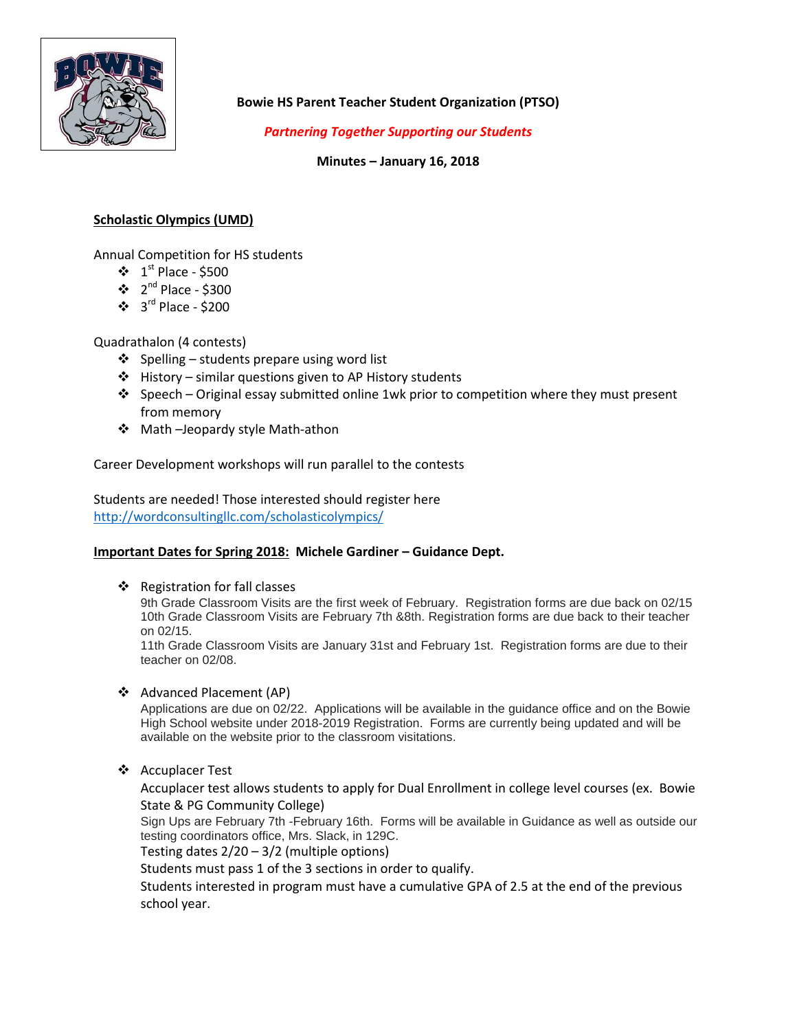**Bowie HS Parent Teacher Student Organization (PTSO)**

***Partnering Together Supporting our Students***

**Minutes – January 16, 2018**

## Scholastic Olympics (UMD)

Annual Competition for HS students

- 1st Place - $500
- 2nd Place - $300
- 3rd Place - $200

Quadrathalon (4 contests)

- Spelling – students prepare using word list
- History – similar questions given to AP History students
- Speech – Original essay submitted online 1wk prior to competition where they must present from memory
- Math –Jeopardy style Math-athon

Career Development workshops will run parallel to the contests

Students are needed! Those interested should register here
http://wordconsultingllc.com/scholasticolympics/

## Important Dates for Spring 2018: Michele Gardiner – Guidance Dept.

- Registration for fall classes
  9th Grade Classroom Visits are the first week of February. Registration forms are due back on 02/15
  10th Grade Classroom Visits are February 7th &8th. Registration forms are due back to their teacher on 02/15.
  11th Grade Classroom Visits are January 31st and February 1st. Registration forms are due to their teacher on 02/08.

- Advanced Placement (AP)
  Applications are due on 02/22. Applications will be available in the guidance office and on the Bowie High School website under 2018-2019 Registration. Forms are currently being updated and will be available on the website prior to the classroom visitations.

- Accuplacer Test
  Accuplacer test allows students to apply for Dual Enrollment in college level courses (ex. Bowie State & PG Community College)
  Sign Ups are February 7th -February 16th. Forms will be available in Guidance as well as outside our testing coordinators office, Mrs. Slack, in 129C.
  Testing dates 2/20 – 3/2 (multiple options)
  Students must pass 1 of the 3 sections in order to qualify.
  Students interested in program must have a cumulative GPA of 2.5 at the end of the previous school year.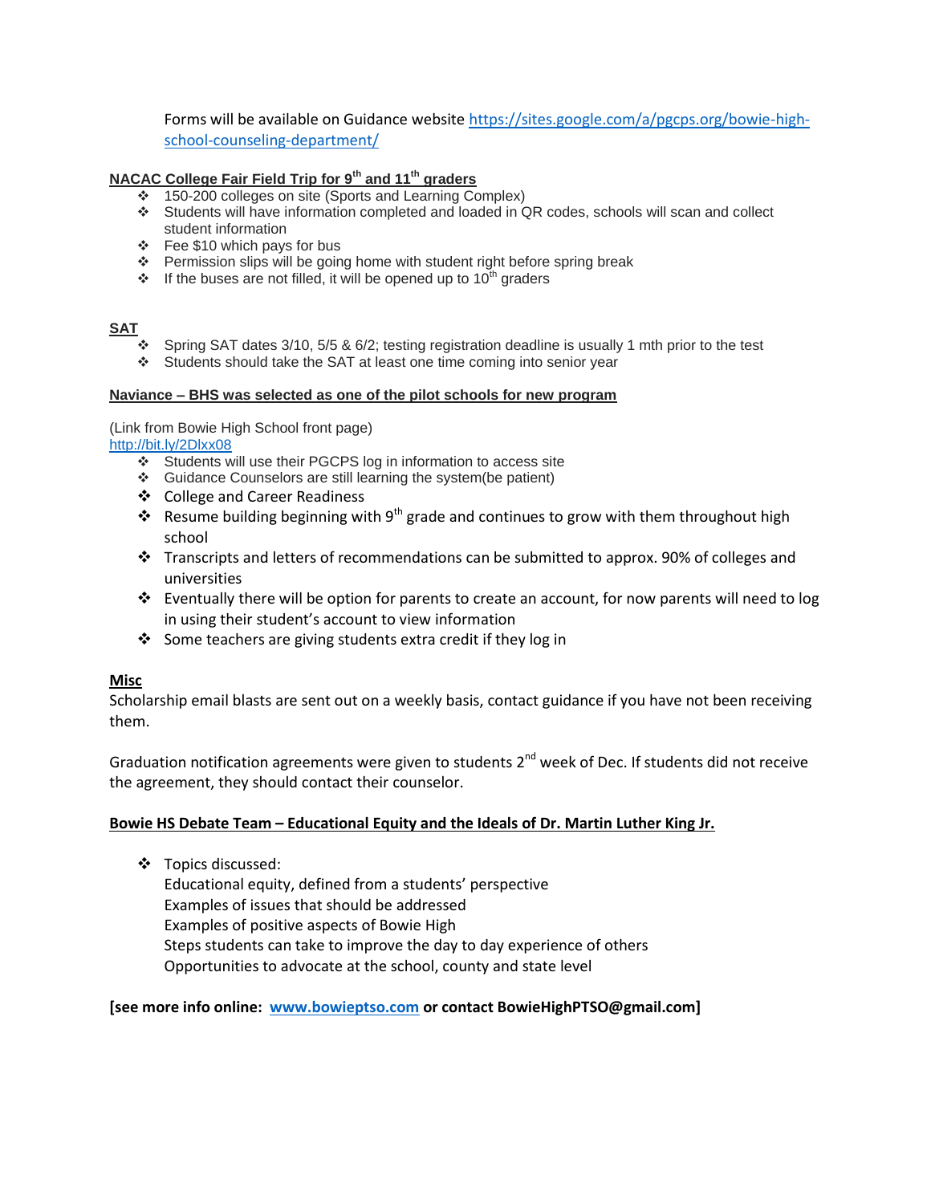Forms will be available on Guidance website https://sites.google.com/a/pgcps.org/bowie-high-school-counseling-department/

**NACAC College Fair Field Trip for 9th and 11th graders**

- 150-200 colleges on site (Sports and Learning Complex)
- Students will have information completed and loaded in QR codes, schools will scan and collect student information
- Fee $10 which pays for bus
- Permission slips will be going home with student right before spring break
- If the buses are not filled, it will be opened up to 10th graders

**SAT**

- Spring SAT dates 3/10, 5/5 & 6/2; testing registration deadline is usually 1 mth prior to the test
- Students should take the SAT at least one time coming into senior year

**Naviance – BHS was selected as one of the pilot schools for new program**

(Link from Bowie High School front page)
http://bit.ly/2Dlxx08

- Students will use their PGCPS log in information to access site
- Guidance Counselors are still learning the system(be patient)
- College and Career Readiness
- Resume building beginning with 9th grade and continues to grow with them throughout high school
- Transcripts and letters of recommendations can be submitted to approx. 90% of colleges and universities
- Eventually there will be option for parents to create an account, for now parents will need to log in using their student's account to view information
- Some teachers are giving students extra credit if they log in

**Misc**

Scholarship email blasts are sent out on a weekly basis, contact guidance if you have not been receiving them.

Graduation notification agreements were given to students 2nd week of Dec. If students did not receive the agreement, they should contact their counselor.

**Bowie HS Debate Team – Educational Equity and the Ideals of Dr. Martin Luther King Jr.**

- Topics discussed:
  Educational equity, defined from a students' perspective
  Examples of issues that should be addressed
  Examples of positive aspects of Bowie High
  Steps students can take to improve the day to day experience of others
  Opportunities to advocate at the school, county and state level

**[see more info online: www.bowieptso.com or contact BowieHighPTSO@gmail.com]**